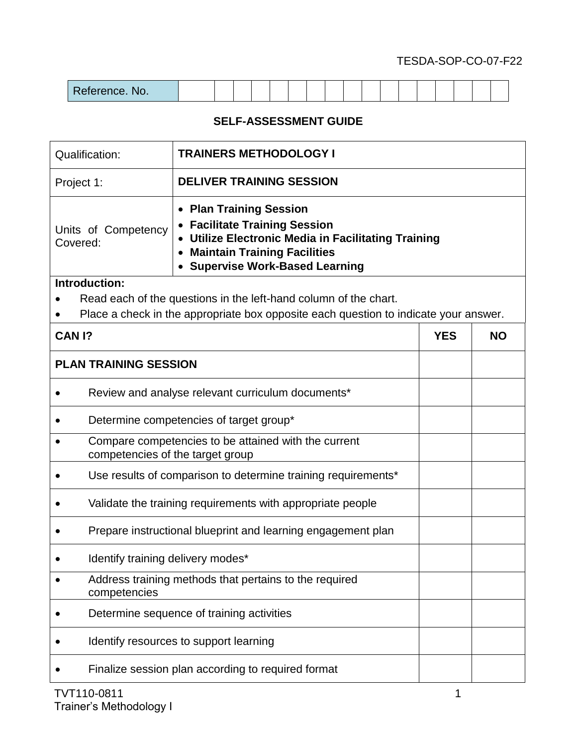TESDA-SOP-CO-07-F22

| Reference. No. | | | | | | | | | | | | | | | | | |
|---|---|---|---|---|---|---|---|---|---|---|---|---|---|---|---|---|---|

## SELF-ASSESSMENT GUIDE

| Qualification: | **TRAINERS METHODOLOGY I** |
|---|---|
| Project 1: | **DELIVER TRAINING SESSION** |
| Units of Competency Covered: | • **Plan Training Session**<br>• **Facilitate Training Session**<br>• **Utilize Electronic Media in Facilitating Training**<br>• **Maintain Training Facilities**<br>• **Supervise Work-Based Learning** |

**Introduction:**

- Read each of the questions in the left-hand column of the chart.
- Place a check in the appropriate box opposite each question to indicate your answer.

| **CAN I?** | **YES** | **NO** |
|---|---|---|
| **PLAN TRAINING SESSION** | | |
| • Review and analyse relevant curriculum documents* | | |
| • Determine competencies of target group* | | |
| • Compare competencies to be attained with the current competencies of the target group | | |
| • Use results of comparison to determine training requirements* | | |
| • Validate the training requirements with appropriate people | | |
| • Prepare instructional blueprint and learning engagement plan | | |
| • Identify training delivery modes* | | |
| • Address training methods that pertains to the required competencies | | |
| • Determine sequence of training activities | | |
| • Identify resources to support learning | | |
| • Finalize session plan according to required format | | |

TVT110-0811
Trainer's Methodology I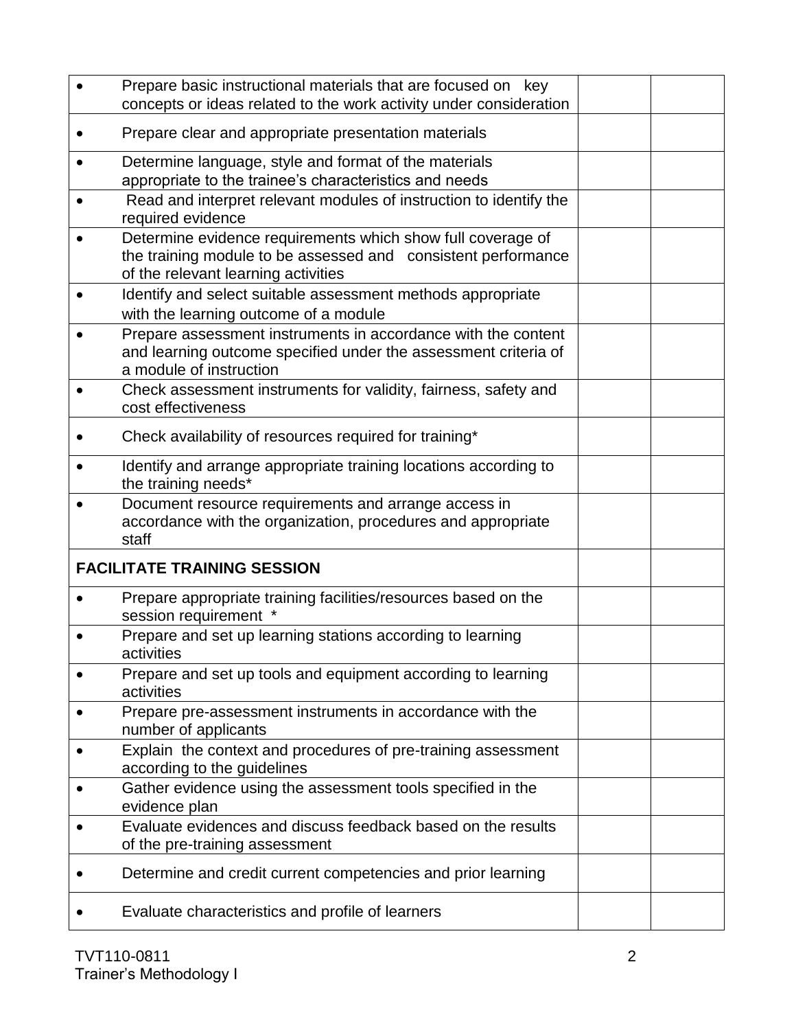| | | |
|---|---|---|
| • Prepare basic instructional materials that are focused on key concepts or ideas related to the work activity under consideration | | |
| • Prepare clear and appropriate presentation materials | | |
| • Determine language, style and format of the materials appropriate to the trainee's characteristics and needs | | |
| • Read and interpret relevant modules of instruction to identify the required evidence | | |
| • Determine evidence requirements which show full coverage of the training module to be assessed and consistent performance of the relevant learning activities | | |
| • Identify and select suitable assessment methods appropriate with the learning outcome of a module | | |
| • Prepare assessment instruments in accordance with the content and learning outcome specified under the assessment criteria of a module of instruction | | |
| • Check assessment instruments for validity, fairness, safety and cost effectiveness | | |
| • Check availability of resources required for training* | | |
| • Identify and arrange appropriate training locations according to the training needs* | | |
| • Document resource requirements and arrange access in accordance with the organization, procedures and appropriate staff | | |
| **FACILITATE TRAINING SESSION** | | |
| • Prepare appropriate training facilities/resources based on the session requirement * | | |
| • Prepare and set up learning stations according to learning activities | | |
| • Prepare and set up tools and equipment according to learning activities | | |
| • Prepare pre-assessment instruments in accordance with the number of applicants | | |
| • Explain the context and procedures of pre-training assessment according to the guidelines | | |
| • Gather evidence using the assessment tools specified in the evidence plan | | |
| • Evaluate evidences and discuss feedback based on the results of the pre-training assessment | | |
| • Determine and credit current competencies and prior learning | | |
| • Evaluate characteristics and profile of learners | | |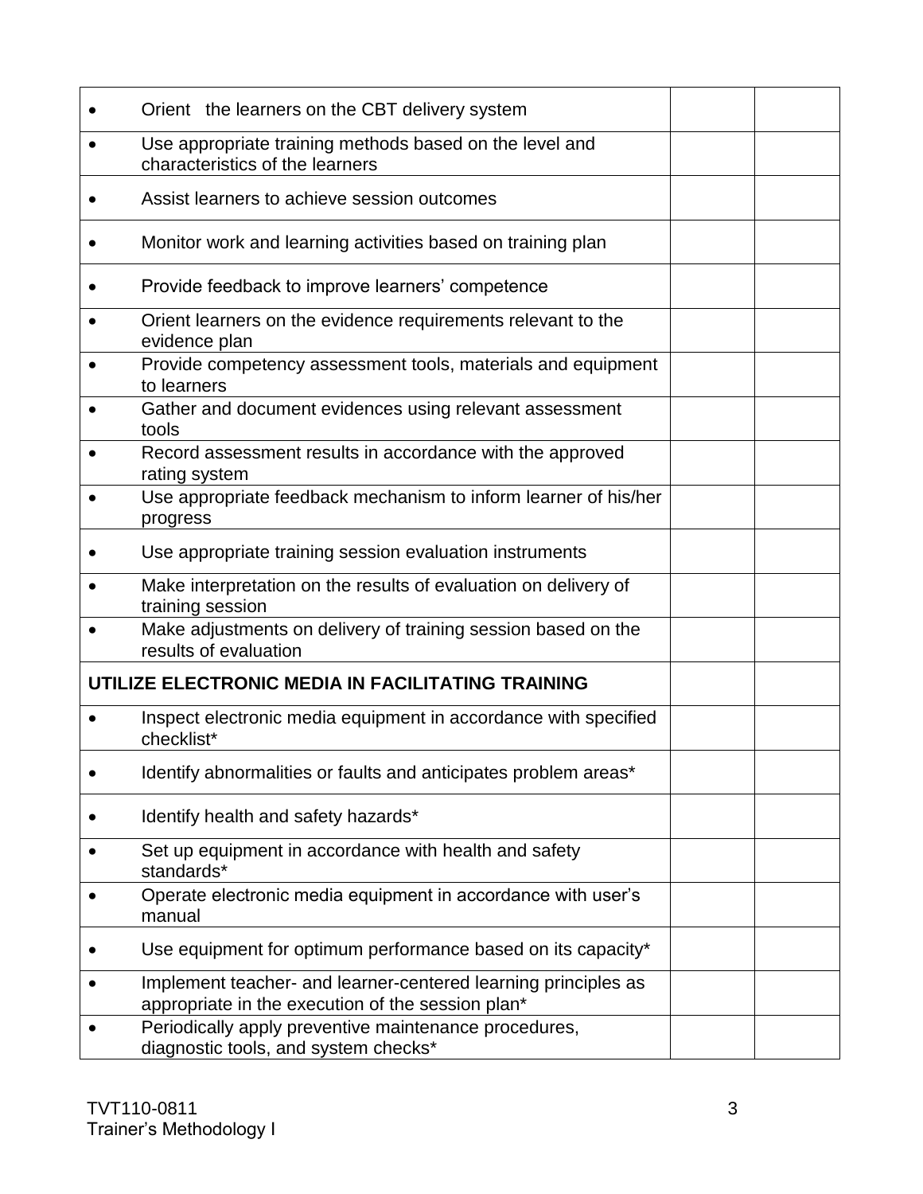| | | |
|---|---|---|
| • Orient the learners on the CBT delivery system | | |
| • Use appropriate training methods based on the level and characteristics of the learners | | |
| • Assist learners to achieve session outcomes | | |
| • Monitor work and learning activities based on training plan | | |
| • Provide feedback to improve learners' competence | | |
| • Orient learners on the evidence requirements relevant to the evidence plan | | |
| • Provide competency assessment tools, materials and equipment to learners | | |
| • Gather and document evidences using relevant assessment tools | | |
| • Record assessment results in accordance with the approved rating system | | |
| • Use appropriate feedback mechanism to inform learner of his/her progress | | |
| • Use appropriate training session evaluation instruments | | |
| • Make interpretation on the results of evaluation on delivery of training session | | |
| • Make adjustments on delivery of training session based on the results of evaluation | | |
| **UTILIZE ELECTRONIC MEDIA IN FACILITATING TRAINING** | | |
| • Inspect electronic media equipment in accordance with specified checklist* | | |
| • Identify abnormalities or faults and anticipates problem areas* | | |
| • Identify health and safety hazards* | | |
| • Set up equipment in accordance with health and safety standards* | | |
| • Operate electronic media equipment in accordance with user's manual | | |
| • Use equipment for optimum performance based on its capacity* | | |
| • Implement teacher- and learner-centered learning principles as appropriate in the execution of the session plan* | | |
| • Periodically apply preventive maintenance procedures, diagnostic tools, and system checks* | | |

TVT110-0811
Trainer's Methodology I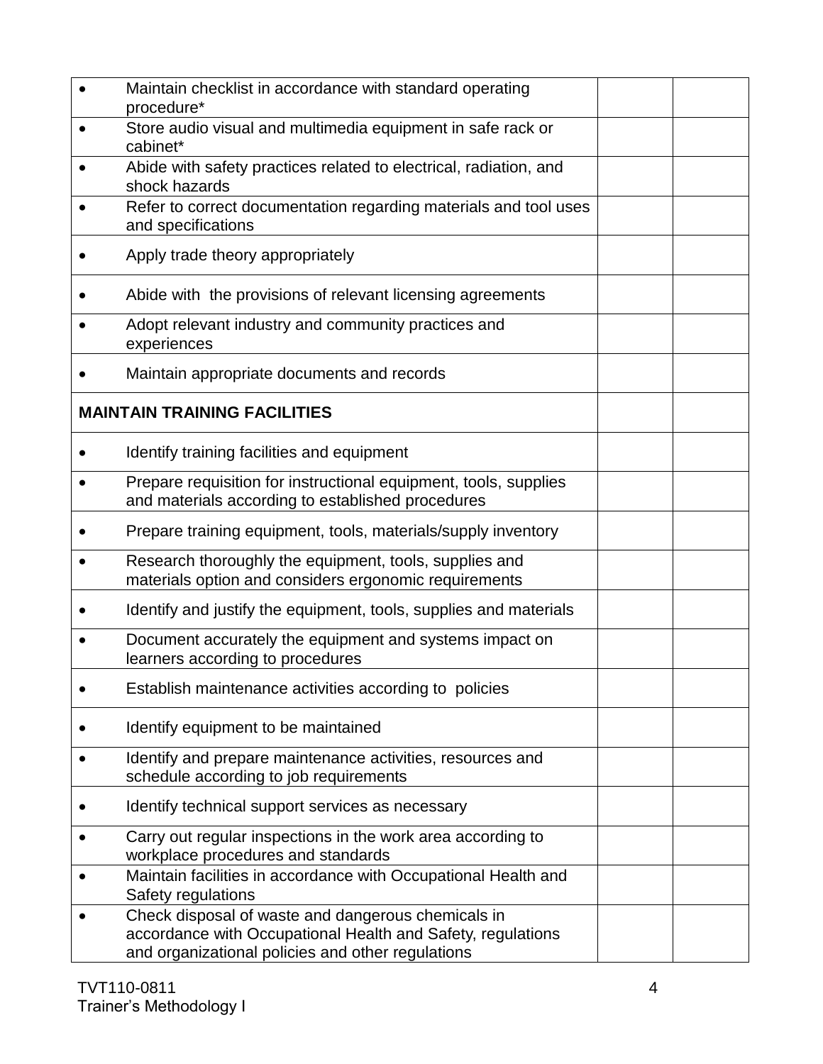| | | |
|---|---|---|
| • Maintain checklist in accordance with standard operating procedure* | | |
| • Store audio visual and multimedia equipment in safe rack or cabinet* | | |
| • Abide with safety practices related to electrical, radiation, and shock hazards | | |
| • Refer to correct documentation regarding materials and tool uses and specifications | | |
| • Apply trade theory appropriately | | |
| • Abide with the provisions of relevant licensing agreements | | |
| • Adopt relevant industry and community practices and experiences | | |
| • Maintain appropriate documents and records | | |
| **MAINTAIN TRAINING FACILITIES** | | |
| • Identify training facilities and equipment | | |
| • Prepare requisition for instructional equipment, tools, supplies and materials according to established procedures | | |
| • Prepare training equipment, tools, materials/supply inventory | | |
| • Research thoroughly the equipment, tools, supplies and materials option and considers ergonomic requirements | | |
| • Identify and justify the equipment, tools, supplies and materials | | |
| • Document accurately the equipment and systems impact on learners according to procedures | | |
| • Establish maintenance activities according to policies | | |
| • Identify equipment to be maintained | | |
| • Identify and prepare maintenance activities, resources and schedule according to job requirements | | |
| • Identify technical support services as necessary | | |
| • Carry out regular inspections in the work area according to workplace procedures and standards | | |
| • Maintain facilities in accordance with Occupational Health and Safety regulations | | |
| • Check disposal of waste and dangerous chemicals in accordance with Occupational Health and Safety, regulations and organizational policies and other regulations | | |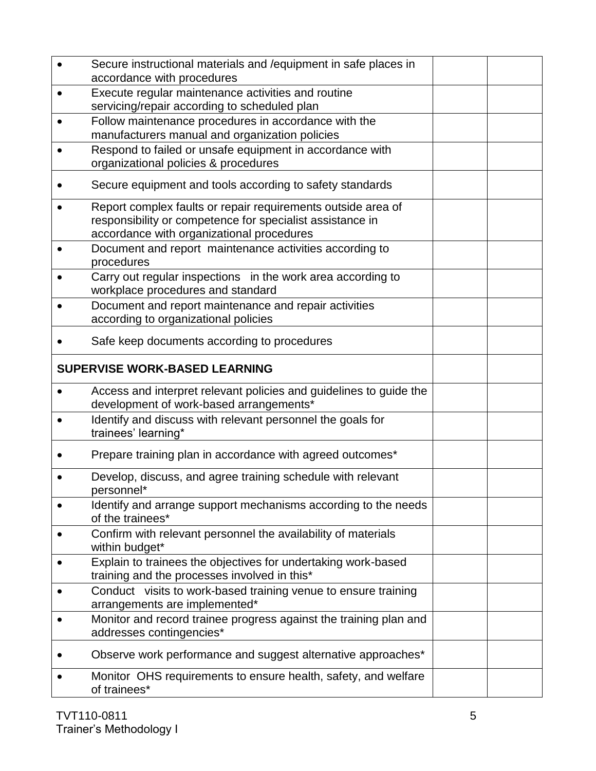| | | |
|---|---|---|
| • Secure instructional materials and /equipment in safe places in accordance with procedures | | |
| • Execute regular maintenance activities and routine servicing/repair according to scheduled plan | | |
| • Follow maintenance procedures in accordance with the manufacturers manual and organization policies | | |
| • Respond to failed or unsafe equipment in accordance with organizational policies & procedures | | |
| • Secure equipment and tools according to safety standards | | |
| • Report complex faults or repair requirements outside area of responsibility or competence for specialist assistance in accordance with organizational procedures | | |
| • Document and report maintenance activities according to procedures | | |
| • Carry out regular inspections in the work area according to workplace procedures and standard | | |
| • Document and report maintenance and repair activities according to organizational policies | | |
| • Safe keep documents according to procedures | | |
| **SUPERVISE WORK-BASED LEARNING** | | |
| • Access and interpret relevant policies and guidelines to guide the development of work-based arrangements* | | |
| • Identify and discuss with relevant personnel the goals for trainees' learning* | | |
| • Prepare training plan in accordance with agreed outcomes* | | |
| • Develop, discuss, and agree training schedule with relevant personnel* | | |
| • Identify and arrange support mechanisms according to the needs of the trainees* | | |
| • Confirm with relevant personnel the availability of materials within budget* | | |
| • Explain to trainees the objectives for undertaking work-based training and the processes involved in this* | | |
| • Conduct visits to work-based training venue to ensure training arrangements are implemented* | | |
| • Monitor and record trainee progress against the training plan and addresses contingencies* | | |
| • Observe work performance and suggest alternative approaches* | | |
| • Monitor OHS requirements to ensure health, safety, and welfare of trainees* | | |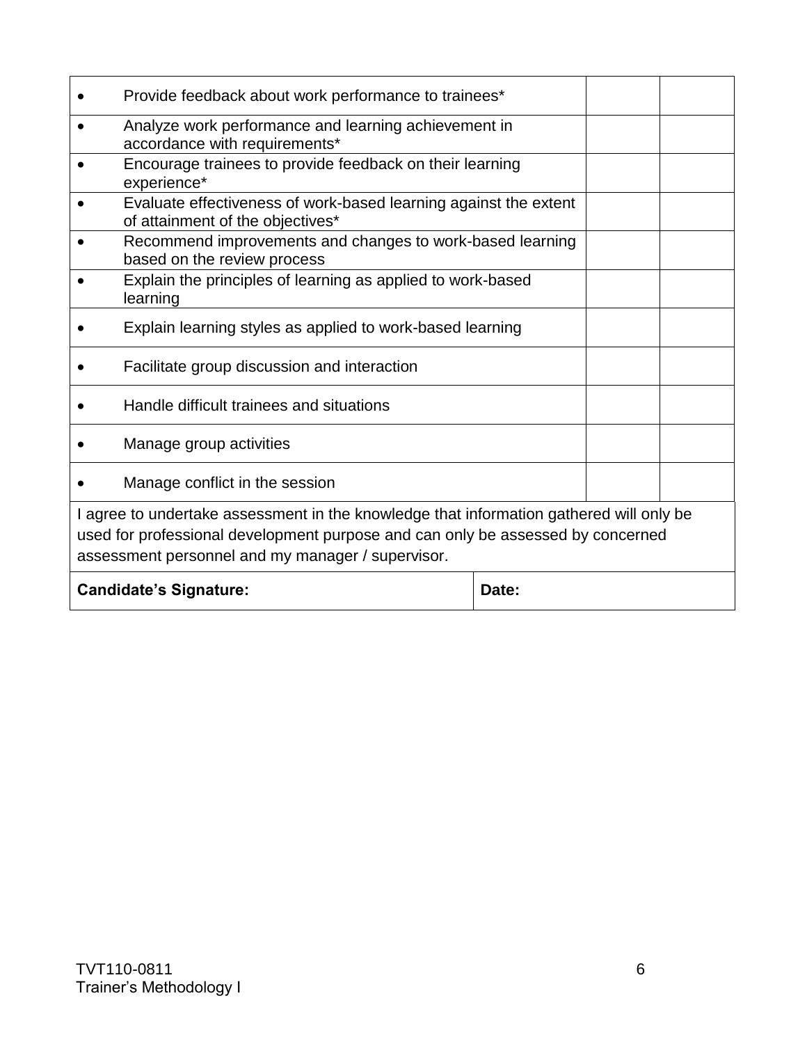| | | |
|---|---|---|
| • Provide feedback about work performance to trainees* | | |
| • Analyze work performance and learning achievement in accordance with requirements* | | |
| • Encourage trainees to provide feedback on their learning experience* | | |
| • Evaluate effectiveness of work-based learning against the extent of attainment of the objectives* | | |
| • Recommend improvements and changes to work-based learning based on the review process | | |
| • Explain the principles of learning as applied to work-based learning | | |
| • Explain learning styles as applied to work-based learning | | |
| • Facilitate group discussion and interaction | | |
| • Handle difficult trainees and situations | | |
| • Manage group activities | | |
| • Manage conflict in the session | | |

I agree to undertake assessment in the knowledge that information gathered will only be used for professional development purpose and can only be assessed by concerned assessment personnel and my manager / supervisor.

| **Candidate's Signature:** | **Date:** |
|---|---|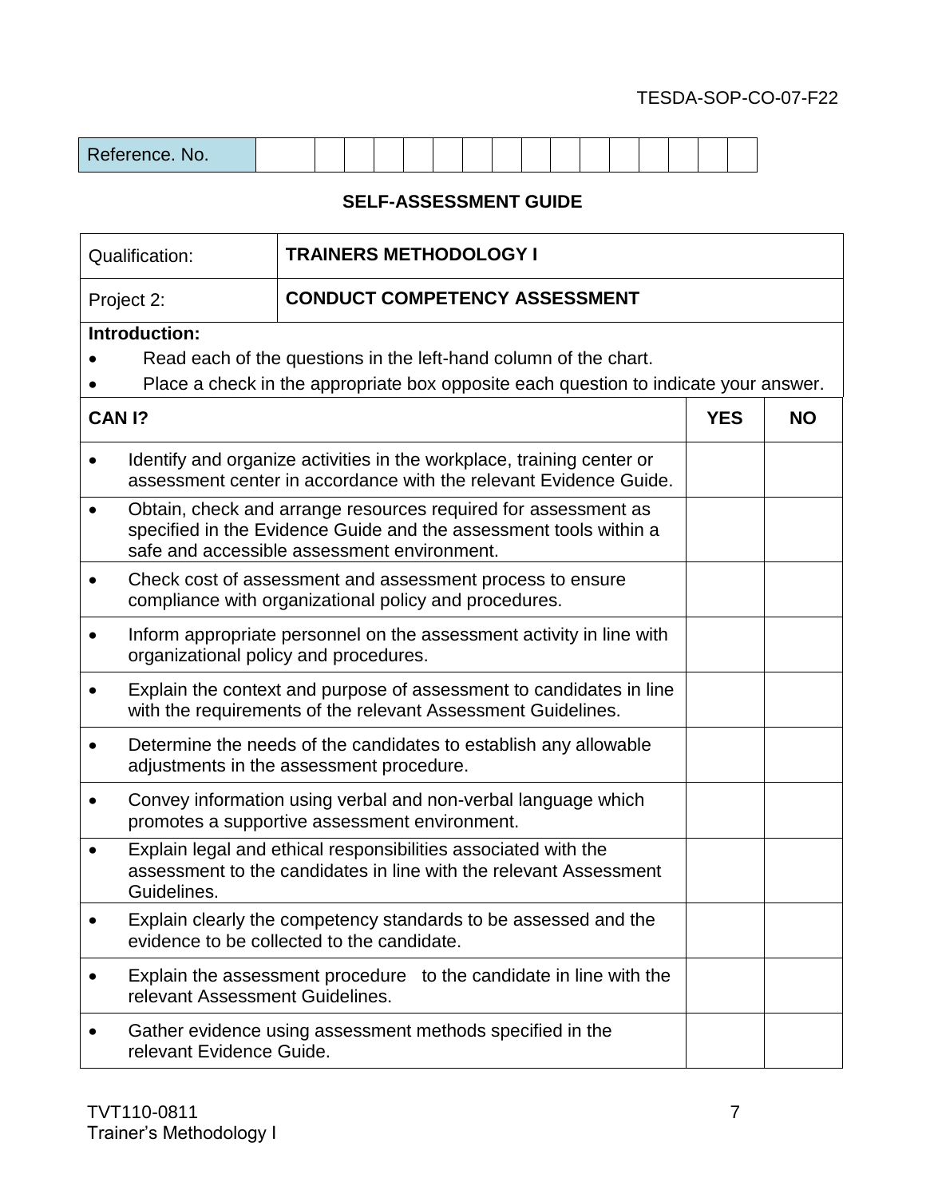TESDA-SOP-CO-07-F22

| Reference. No. | | | | | | | | | | | | | | | | | |
|---|---|---|---|---|---|---|---|---|---|---|---|---|---|---|---|---|---|

**SELF-ASSESSMENT GUIDE**

| Qualification: | **TRAINERS METHODOLOGY I** |
|---|---|
| Project 2: | **CONDUCT COMPETENCY ASSESSMENT** |

**Introduction:**

- Read each of the questions in the left-hand column of the chart.
- Place a check in the appropriate box opposite each question to indicate your answer.

| **CAN I?** | **YES** | **NO** |
|---|---|---|
| • Identify and organize activities in the workplace, training center or assessment center in accordance with the relevant Evidence Guide. | | |
| • Obtain, check and arrange resources required for assessment as specified in the Evidence Guide and the assessment tools within a safe and accessible assessment environment. | | |
| • Check cost of assessment and assessment process to ensure compliance with organizational policy and procedures. | | |
| • Inform appropriate personnel on the assessment activity in line with organizational policy and procedures. | | |
| • Explain the context and purpose of assessment to candidates in line with the requirements of the relevant Assessment Guidelines. | | |
| • Determine the needs of the candidates to establish any allowable adjustments in the assessment procedure. | | |
| • Convey information using verbal and non-verbal language which promotes a supportive assessment environment. | | |
| • Explain legal and ethical responsibilities associated with the assessment to the candidates in line with the relevant Assessment Guidelines. | | |
| • Explain clearly the competency standards to be assessed and the evidence to be collected to the candidate. | | |
| • Explain the assessment procedure to the candidate in line with the relevant Assessment Guidelines. | | |
| • Gather evidence using assessment methods specified in the relevant Evidence Guide. | | |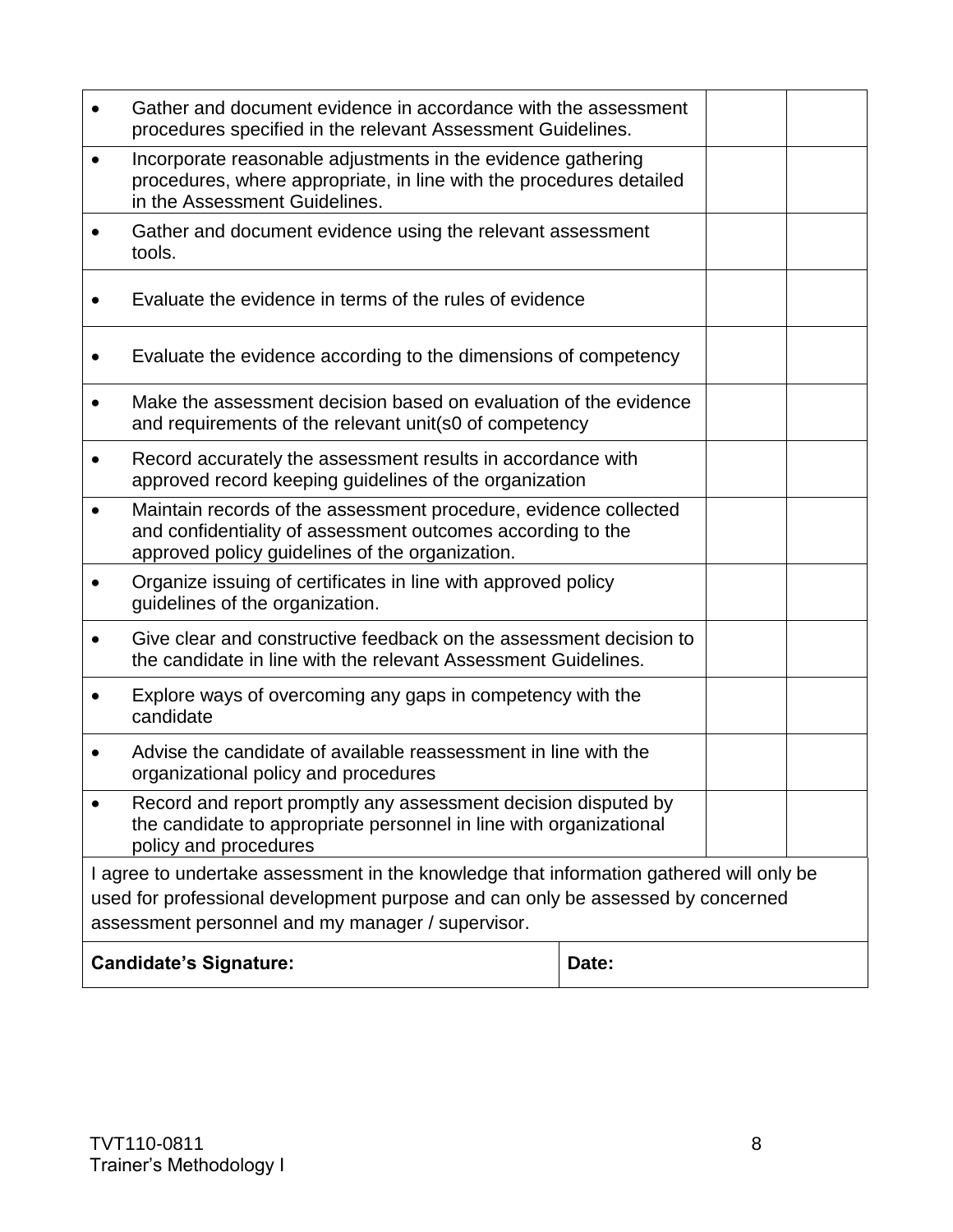| | | |
|---|---|---|
| • Gather and document evidence in accordance with the assessment procedures specified in the relevant Assessment Guidelines. | | |
| • Incorporate reasonable adjustments in the evidence gathering procedures, where appropriate, in line with the procedures detailed in the Assessment Guidelines. | | |
| • Gather and document evidence using the relevant assessment tools. | | |
| • Evaluate the evidence in terms of the rules of evidence | | |
| • Evaluate the evidence according to the dimensions of competency | | |
| • Make the assessment decision based on evaluation of the evidence and requirements of the relevant unit(s0 of competency | | |
| • Record accurately the assessment results in accordance with approved record keeping guidelines of the organization | | |
| • Maintain records of the assessment procedure, evidence collected and confidentiality of assessment outcomes according to the approved policy guidelines of the organization. | | |
| • Organize issuing of certificates in line with approved policy guidelines of the organization. | | |
| • Give clear and constructive feedback on the assessment decision to the candidate in line with the relevant Assessment Guidelines. | | |
| • Explore ways of overcoming any gaps in competency with the candidate | | |
| • Advise the candidate of available reassessment in line with the organizational policy and procedures | | |
| • Record and report promptly any assessment decision disputed by the candidate to appropriate personnel in line with organizational policy and procedures | | |

I agree to undertake assessment in the knowledge that information gathered will only be used for professional development purpose and can only be assessed by concerned assessment personnel and my manager / supervisor.

| | |
|---|---|
| **Candidate's Signature:** | **Date:** |